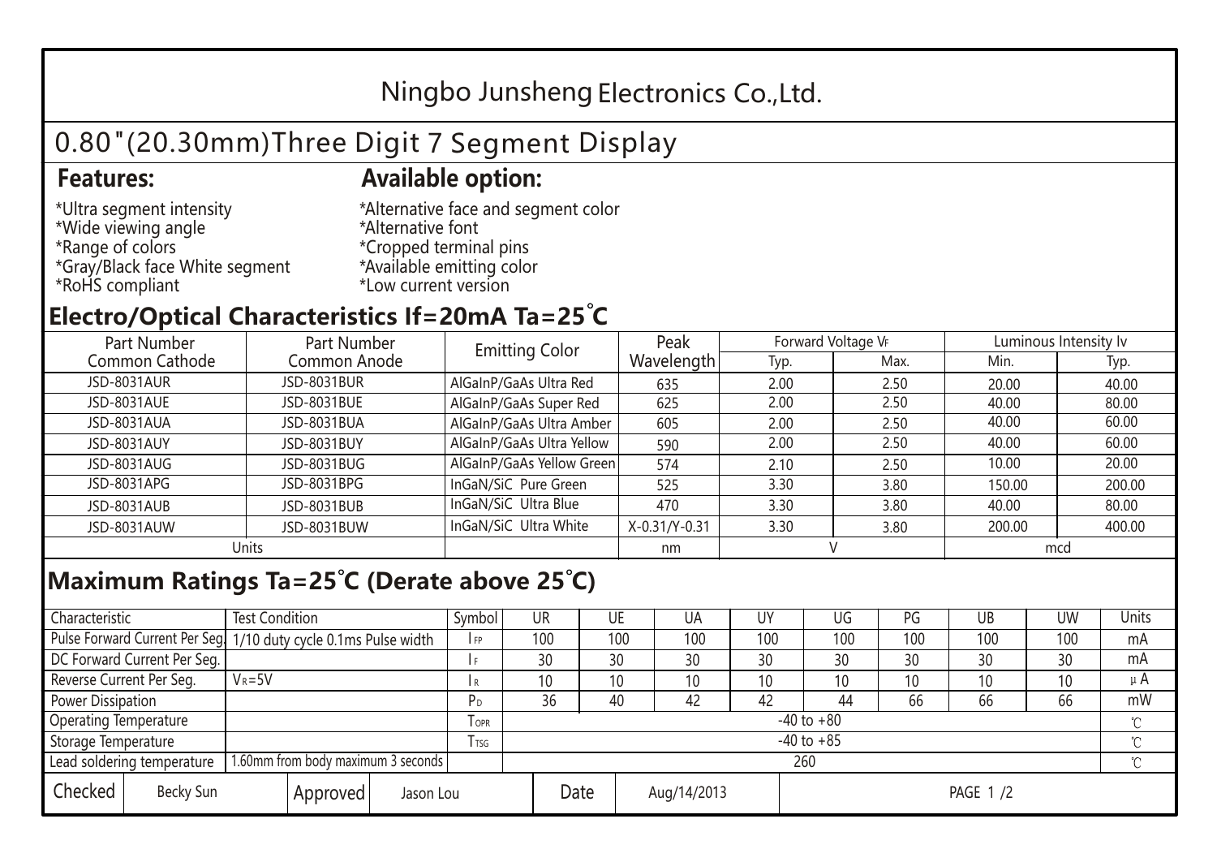# Ningbo Junsheng Electronics Co.,Ltd.

## 0.80"(20.30mm)Three Digit 7 Segment Display

### Features:

*Ultra segment intensity
*Wide viewing angle
*Range of colors
*Gray/Black face White segment
*RoHS compliant

### Available option:

*Alternative face and segment color
*Alternative font
*Cropped terminal pins
*Available emitting color
*Low current version

## Electro/Optical Characteristics If=20mA Ta=25°C

| Part Number Common Cathode | Part Number Common Anode | Emitting Color | Peak Wavelength | Forward Voltage $V_F$ | | Luminous Intensity Iv | |
|---|---|---|---|---|---|---|---|
| | | | | Typ. | Max. | Min. | Typ. |
| JSD-8031AUR | JSD-8031BUR | AlGaInP/GaAs Ultra Red | 635 | 2.00 | 2.50 | 20.00 | 40.00 |
| JSD-8031AUE | JSD-8031BUE | AlGaInP/GaAs Super Red | 625 | 2.00 | 2.50 | 40.00 | 80.00 |
| JSD-8031AUA | JSD-8031BUA | AlGaInP/GaAs Ultra Amber | 605 | 2.00 | 2.50 | 40.00 | 60.00 |
| JSD-8031AUY | JSD-8031BUY | AlGaInP/GaAs Ultra Yellow | 590 | 2.00 | 2.50 | 40.00 | 60.00 |
| JSD-8031AUG | JSD-8031BUG | AlGaInP/GaAs Yellow Green | 574 | 2.10 | 2.50 | 10.00 | 20.00 |
| JSD-8031APG | JSD-8031BPG | InGaN/SiC Pure Green | 525 | 3.30 | 3.80 | 150.00 | 200.00 |
| JSD-8031AUB | JSD-8031BUB | InGaN/SiC Ultra Blue | 470 | 3.30 | 3.80 | 40.00 | 80.00 |
| JSD-8031AUW | JSD-8031BUW | InGaN/SiC Ultra White | X-0.31/Y-0.31 | 3.30 | 3.80 | 200.00 | 400.00 |
| Units | | | nm | V | | mcd | |

## Maximum Ratings Ta=25°C (Derate above 25°C)

| Characteristic | Test Condition | Symbol | UR | UE | UA | UY | UG | PG | UB | UW | Units |
|---|---|---|---|---|---|---|---|---|---|---|---|
| Pulse Forward Current Per Seg. | 1/10 duty cycle 0.1ms Pulse width | $I_{FP}$ | 100 | 100 | 100 | 100 | 100 | 100 | 100 | 100 | mA |
| DC Forward Current Per Seg. | | $I_F$ | 30 | 30 | 30 | 30 | 30 | 30 | 30 | 30 | mA |
| Reverse Current Per Seg. | $V_R$=5V | $I_R$ | 10 | 10 | 10 | 10 | 10 | 10 | 10 | 10 | μA |
| Power Dissipation | | $P_D$ | 36 | 40 | 42 | 42 | 44 | 66 | 66 | 66 | mW |
| Operating Temperature | | $T_{OPR}$ | -40 to +80 | | | | | | | | ℃ |
| Storage Temperature | | $T_{TSG}$ | -40 to +85 | | | | | | | | ℃ |
| Lead soldering temperature | 1.60mm from body maximum 3 seconds | | 260 | | | | | | | | ℃ |

| Checked | Becky Sun | Approved | Jason Lou | Date | Aug/14/2013 |
|---|---|---|---|---|---|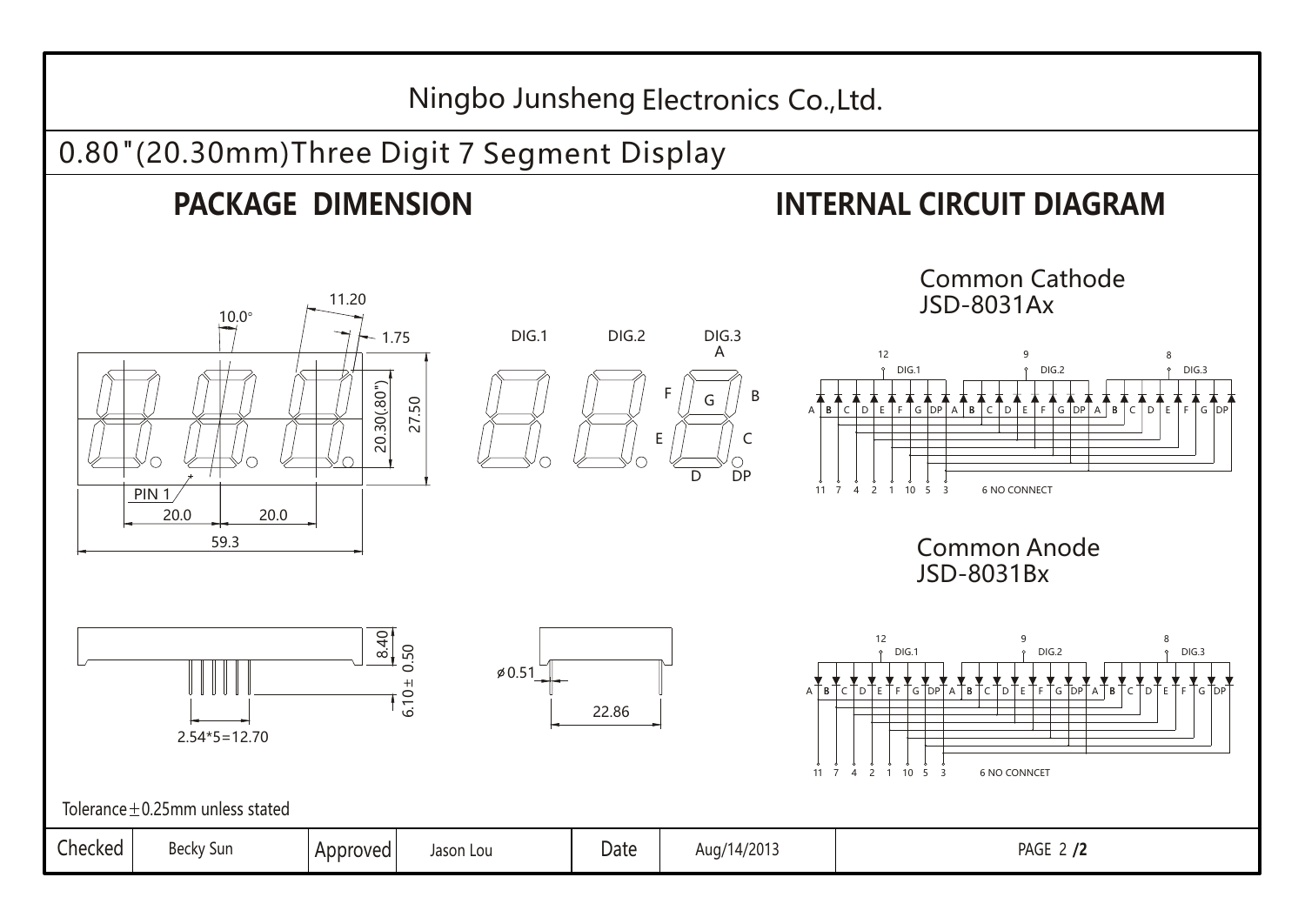Ningbo Junsheng Electronics Co.,Ltd.

# 0.80"(20.30mm)Three Digit 7 Segment Display

## PACKAGE DIMENSION

11.20

10.0°

1.75

20.30(.80")

27.50

PIN 1

20.0

20.0

59.3

DIG.1

DIG.2

DIG.3

A

F

G

B

E

C

D

DP

8.40

6.10± 0.50

2.54*5=12.70

ø0.51

22.86

Tolerance ± 0.25mm unless stated

## INTERNAL CIRCUIT DIAGRAM

### Common Cathode JSD-8031Ax

12 DIG.1

9 DIG.2

8 DIG.3

A B C D E F G DP A B C D E F G DP A B C D E F G DP

11 7 4 2 1 10 5 3

6 NO CONNECT

### Common Anode JSD-8031Bx

12 DIG.1

9 DIG.2

8 DIG.3

A B C D E F G DP A B C D E F G DP A B C D E F G DP

11 7 4 2 1 10 5 3

6 NO CONNCET

| Checked | Becky Sun | Approved | Jason Lou | Date | Aug/14/2013 | PAGE 2 /2 |
|---|---|---|---|---|---|---|